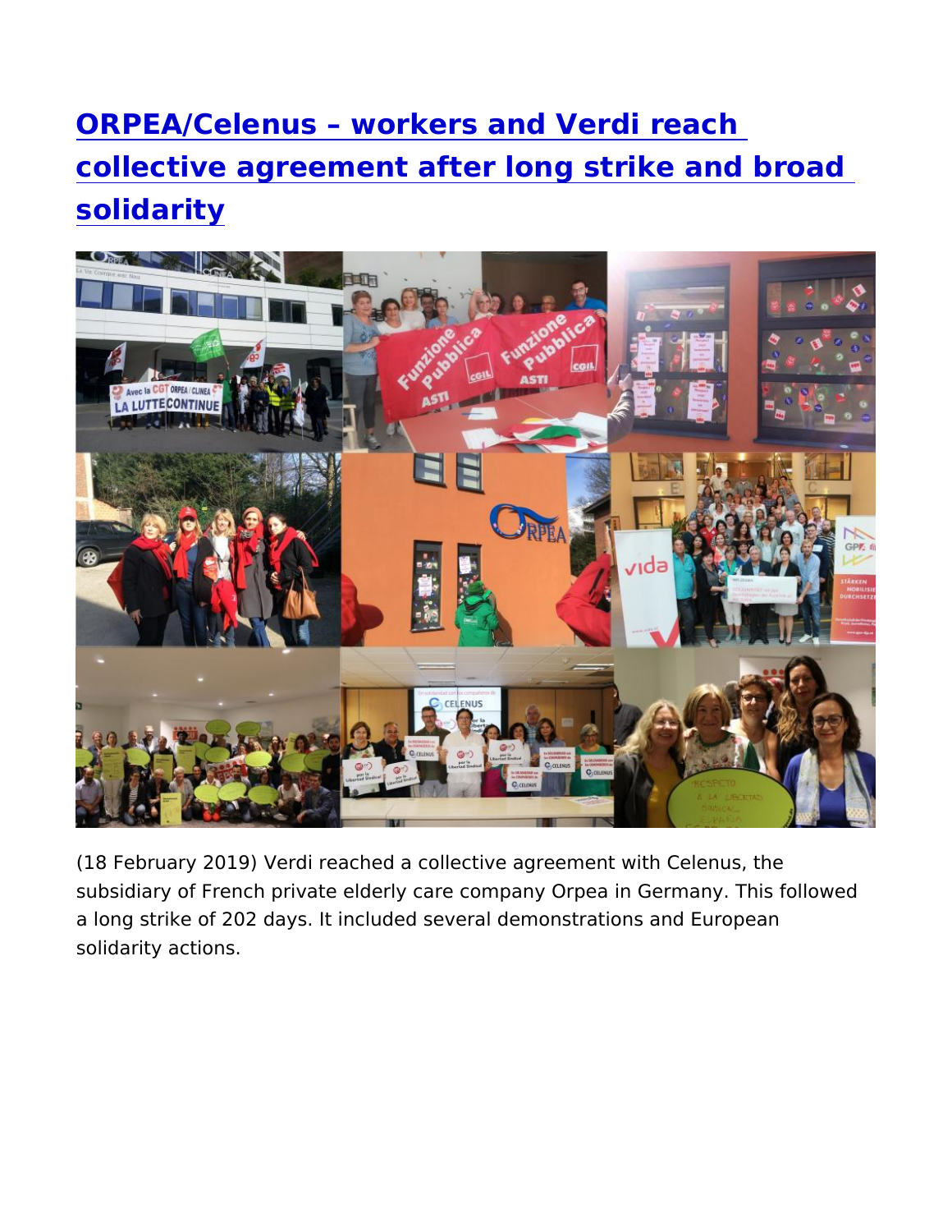# [ORPEA/Celenus – workers and Verdi reach collective agreement after long strike and broad solidarity]

(18 February 2019) Verdi reached a collective agreement with Celenus, the subsidiary of French private elderly care company Orpea in Germany. This followed a long strike of 202 days. It included several demonstrations and European solidarity actions.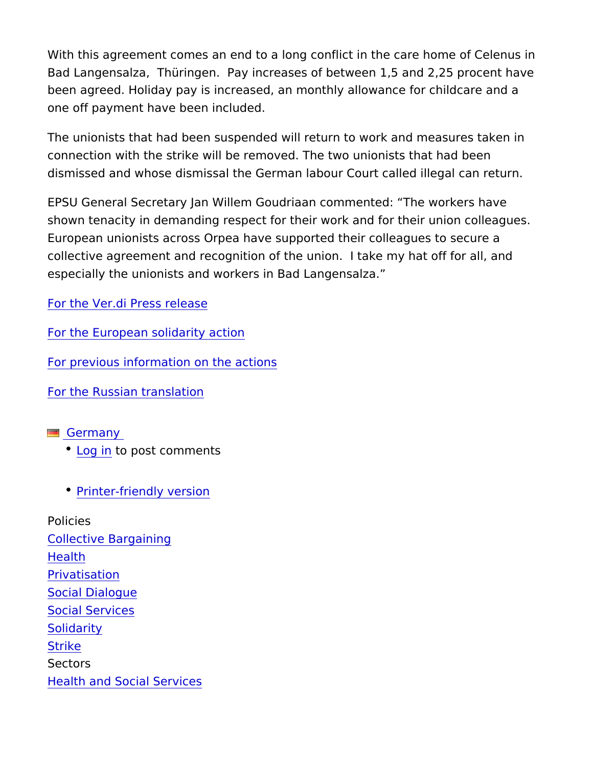With this agreement comes an end to a long conflict in the care home of Celenus in Bad Langensalza, Thüringen. Pay increases of between 1,5 and 2,25 procent have been agreed. Holiday pay is increased, an monthly allowance for childcare and a one off payment have been included.

The unionists that had been suspended will return to work and measures taken in connection with the strike will be removed. The two unionists that had been dismissed and whose dismissal the German labour Court called illegal can return.

EPSU General Secretary Jan Willem Goudriaan commented: "The workers have shown tenacity in demanding respect for their work and for their union colleagues. European unionists across Orpea have supported their colleagues to secure a collective agreement and recognition of the union. I take my hat off for all, and especially the unionists and workers in Bad Langensalza."

For the Ver.di Press release

For the European solidarity action

For previous information on the actions

For the Russian translation

Germany

- Log in to post comments
- Printer-friendly version

Policies
Collective Bargaining
Health
Privatisation
Social Dialogue
Social Services
Solidarity
Strike
Sectors
Health and Social Services